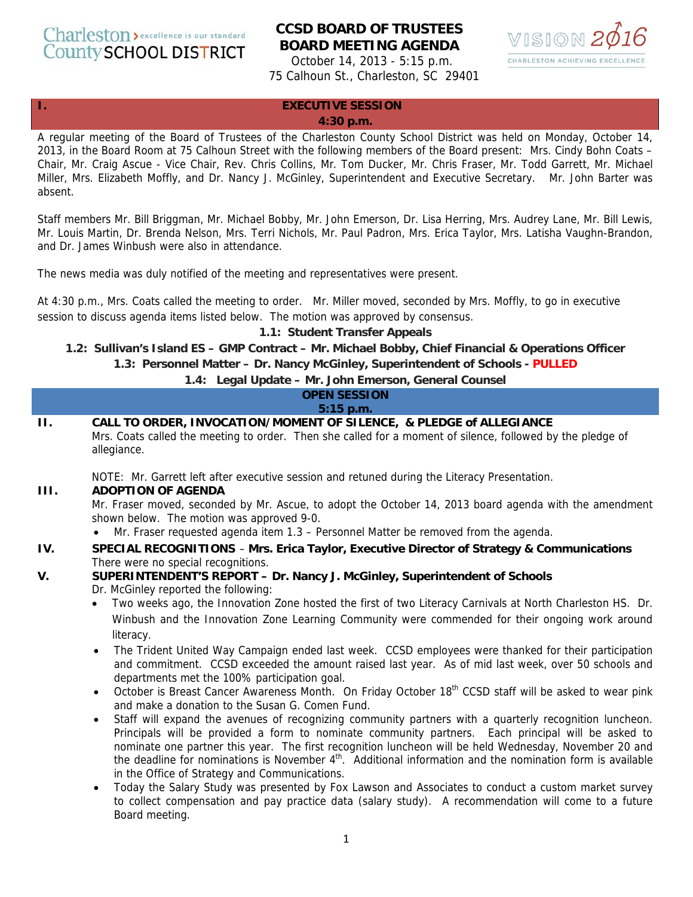Charleston County SCHOOL DISTRICT — excellence is our standard

# CCSD BOARD OF TRUSTEES BOARD MEETING AGENDA

October 14, 2013 - 5:15 p.m.
75 Calhoun St., Charleston, SC 29401

VISION 2016 — CHARLESTON ACHIEVING EXCELLENCE

## I. EXECUTIVE SESSION 4:30 p.m.

A regular meeting of the Board of Trustees of the Charleston County School District was held on Monday, October 14, 2013, in the Board Room at 75 Calhoun Street with the following members of the Board present: Mrs. Cindy Bohn Coats – Chair, Mr. Craig Ascue - Vice Chair, Rev. Chris Collins, Mr. Tom Ducker, Mr. Chris Fraser, Mr. Todd Garrett, Mr. Michael Miller, Mrs. Elizabeth Moffly, and Dr. Nancy J. McGinley, Superintendent and Executive Secretary. Mr. John Barter was absent.

Staff members Mr. Bill Briggman, Mr. Michael Bobby, Mr. John Emerson, Dr. Lisa Herring, Mrs. Audrey Lane, Mr. Bill Lewis, Mr. Louis Martin, Dr. Brenda Nelson, Mrs. Terri Nichols, Mr. Paul Padron, Mrs. Erica Taylor, Mrs. Latisha Vaughn-Brandon, and Dr. James Winbush were also in attendance.

The news media was duly notified of the meeting and representatives were present.

At 4:30 p.m., Mrs. Coats called the meeting to order. Mr. Miller moved, seconded by Mrs. Moffly, to go in executive session to discuss agenda items listed below. The motion was approved by consensus.

**1.1: Student Transfer Appeals**

**1.2: Sullivan's Island ES – GMP Contract – Mr. Michael Bobby, Chief Financial & Operations Officer**

**1.3: Personnel Matter – Dr. Nancy McGinley, Superintendent of Schools - PULLED**

**1.4: Legal Update – Mr. John Emerson, General Counsel**

## OPEN SESSION 5:15 p.m.

## II. CALL TO ORDER, INVOCATION/MOMENT OF SILENCE, & PLEDGE of ALLEGIANCE

Mrs. Coats called the meeting to order. Then she called for a moment of silence, followed by the pledge of allegiance.

NOTE: Mr. Garrett left after executive session and retuned during the Literacy Presentation.

## III. ADOPTION OF AGENDA

Mr. Fraser moved, seconded by Mr. Ascue, to adopt the October 14, 2013 board agenda with the amendment shown below. The motion was approved 9-0.

- Mr. Fraser requested agenda item 1.3 – Personnel Matter be removed from the agenda.

## IV. SPECIAL RECOGNITIONS – Mrs. Erica Taylor, Executive Director of Strategy & Communications

There were no special recognitions.

## V. SUPERINTENDENT'S REPORT – Dr. Nancy J. McGinley, Superintendent of Schools

Dr. McGinley reported the following:

- Two weeks ago, the Innovation Zone hosted the first of two Literacy Carnivals at North Charleston HS. Dr. Winbush and the Innovation Zone Learning Community were commended for their ongoing work around literacy.
- The Trident United Way Campaign ended last week. CCSD employees were thanked for their participation and commitment. CCSD exceeded the amount raised last year. As of mid last week, over 50 schools and departments met the 100% participation goal.
- October is Breast Cancer Awareness Month. On Friday October 18th CCSD staff will be asked to wear pink and make a donation to the Susan G. Comen Fund.
- Staff will expand the avenues of recognizing community partners with a quarterly recognition luncheon. Principals will be provided a form to nominate community partners. Each principal will be asked to nominate one partner this year. The first recognition luncheon will be held Wednesday, November 20 and the deadline for nominations is November 4th. Additional information and the nomination form is available in the Office of Strategy and Communications.
- Today the Salary Study was presented by Fox Lawson and Associates to conduct a custom market survey to collect compensation and pay practice data (salary study). A recommendation will come to a future Board meeting.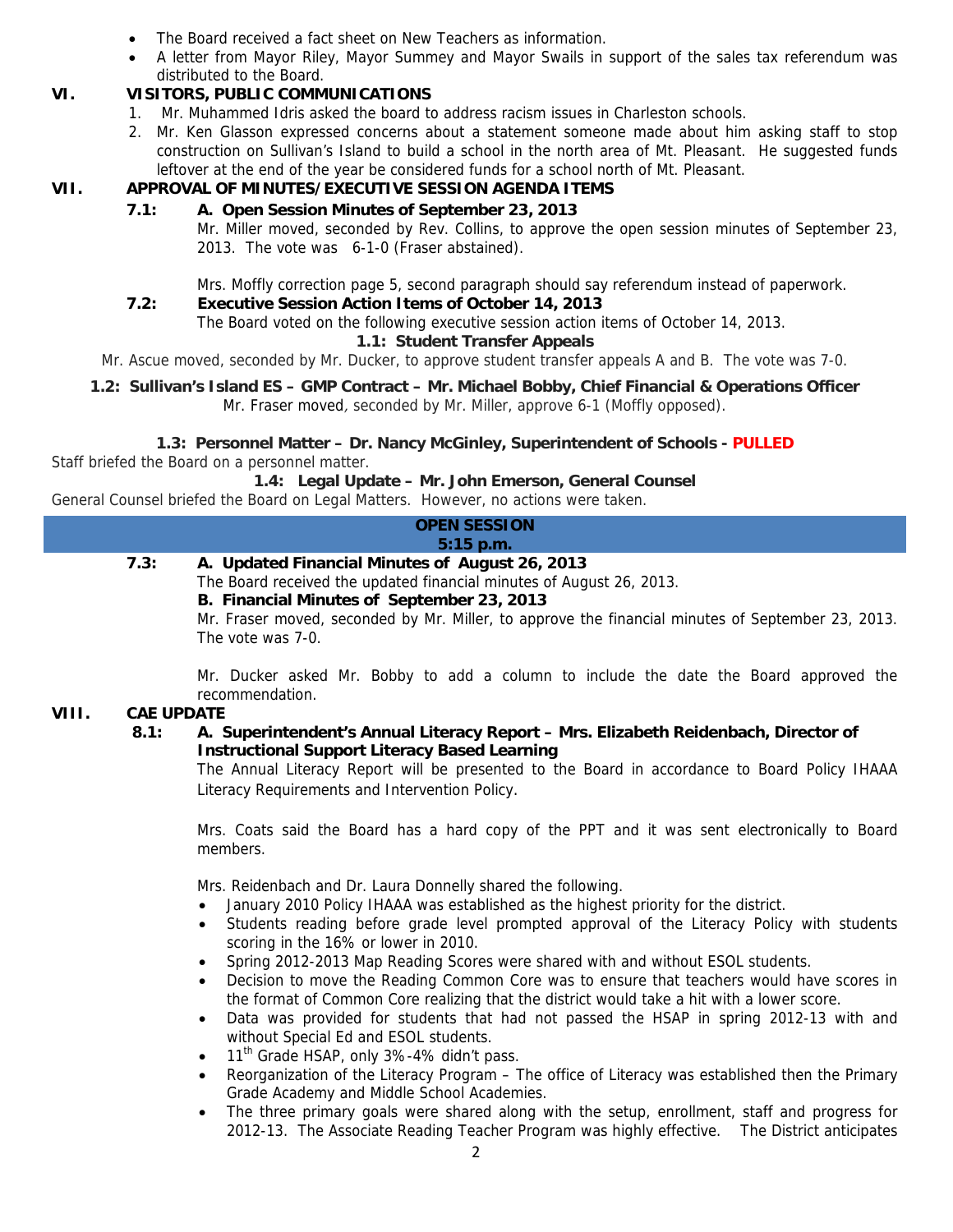- The Board received a fact sheet on New Teachers as information.
- A letter from Mayor Riley, Mayor Summey and Mayor Swails in support of the sales tax referendum was distributed to the Board.

## VI. VISITORS, PUBLIC COMMUNICATIONS

1. Mr. Muhammed Idris asked the board to address racism issues in Charleston schools.
2. Mr. Ken Glasson expressed concerns about a statement someone made about him asking staff to stop construction on Sullivan's Island to build a school in the north area of Mt. Pleasant. He suggested funds leftover at the end of the year be considered funds for a school north of Mt. Pleasant.

## VII. APPROVAL OF MINUTES/EXECUTIVE SESSION AGENDA ITEMS

### 7.1: A. Open Session Minutes of September 23, 2013

Mr. Miller moved, seconded by Rev. Collins, to approve the open session minutes of September 23, 2013. The vote was 6-1-0 (Fraser abstained).

Mrs. Moffly correction page 5, second paragraph should say referendum instead of paperwork.

### 7.2: Executive Session Action Items of October 14, 2013

The Board voted on the following executive session action items of October 14, 2013.

**1.1: Student Transfer Appeals**

Mr. Ascue moved, seconded by Mr. Ducker, to approve student transfer appeals A and B. The vote was 7-0.

**1.2: Sullivan's Island ES – GMP Contract – Mr. Michael Bobby, Chief Financial & Operations Officer**

Mr. Fraser moved, seconded by Mr. Miller, approve 6-1 (Moffly opposed).

**1.3: Personnel Matter – Dr. Nancy McGinley, Superintendent of Schools - PULLED**

Staff briefed the Board on a personnel matter.

**1.4: Legal Update – Mr. John Emerson, General Counsel**

General Counsel briefed the Board on Legal Matters. However, no actions were taken.

**OPEN SESSION**
**5:15 p.m.**

### 7.3: A. Updated Financial Minutes of August 26, 2013

The Board received the updated financial minutes of August 26, 2013.

**B. Financial Minutes of September 23, 2013**

Mr. Fraser moved, seconded by Mr. Miller, to approve the financial minutes of September 23, 2013. The vote was 7-0.

Mr. Ducker asked Mr. Bobby to add a column to include the date the Board approved the recommendation.

## VIII. CAE UPDATE

### 8.1: A. Superintendent's Annual Literacy Report – Mrs. Elizabeth Reidenbach, Director of Instructional Support Literacy Based Learning

The Annual Literacy Report will be presented to the Board in accordance to Board Policy IHAAA Literacy Requirements and Intervention Policy.

Mrs. Coats said the Board has a hard copy of the PPT and it was sent electronically to Board members.

Mrs. Reidenbach and Dr. Laura Donnelly shared the following.

- January 2010 Policy IHAAA was established as the highest priority for the district.
- Students reading before grade level prompted approval of the Literacy Policy with students scoring in the 16% or lower in 2010.
- Spring 2012-2013 Map Reading Scores were shared with and without ESOL students.
- Decision to move the Reading Common Core was to ensure that teachers would have scores in the format of Common Core realizing that the district would take a hit with a lower score.
- Data was provided for students that had not passed the HSAP in spring 2012-13 with and without Special Ed and ESOL students.
- 11th Grade HSAP, only 3%-4% didn't pass.
- Reorganization of the Literacy Program – The office of Literacy was established then the Primary Grade Academy and Middle School Academies.
- The three primary goals were shared along with the setup, enrollment, staff and progress for 2012-13. The Associate Reading Teacher Program was highly effective. The District anticipates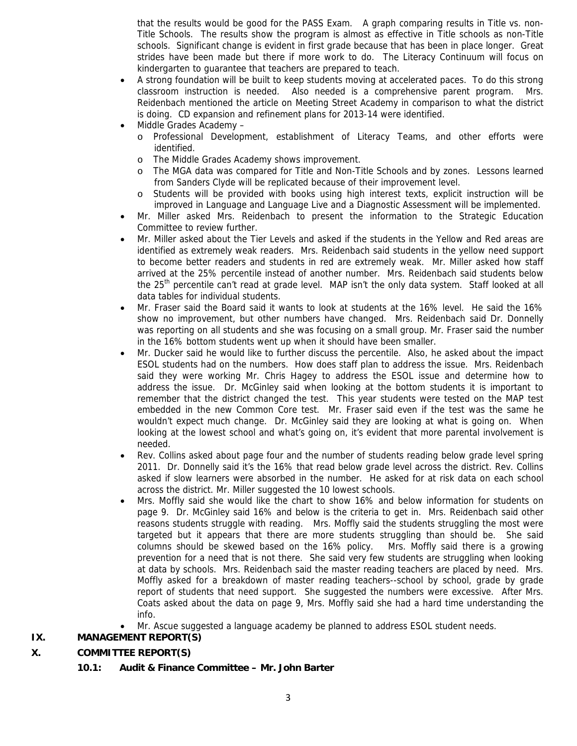that the results would be good for the PASS Exam. A graph comparing results in Title vs. non-Title Schools. The results show the program is almost as effective in Title schools as non-Title schools. Significant change is evident in first grade because that has been in place longer. Great strides have been made but there if more work to do. The Literacy Continuum will focus on kindergarten to guarantee that teachers are prepared to teach.

- A strong foundation will be built to keep students moving at accelerated paces. To do this strong classroom instruction is needed. Also needed is a comprehensive parent program. Mrs. Reidenbach mentioned the article on Meeting Street Academy in comparison to what the district is doing. CD expansion and refinement plans for 2013-14 were identified.
- Middle Grades Academy –
  - o Professional Development, establishment of Literacy Teams, and other efforts were identified.
  - o The Middle Grades Academy shows improvement.
  - o The MGA data was compared for Title and Non-Title Schools and by zones. Lessons learned from Sanders Clyde will be replicated because of their improvement level.
  - o Students will be provided with books using high interest texts, explicit instruction will be improved in Language and Language Live and a Diagnostic Assessment will be implemented.
- Mr. Miller asked Mrs. Reidenbach to present the information to the Strategic Education Committee to review further.
- Mr. Miller asked about the Tier Levels and asked if the students in the Yellow and Red areas are identified as extremely weak readers. Mrs. Reidenbach said students in the yellow need support to become better readers and students in red are extremely weak. Mr. Miller asked how staff arrived at the 25% percentile instead of another number. Mrs. Reidenbach said students below the 25th percentile can't read at grade level. MAP isn't the only data system. Staff looked at all data tables for individual students.
- Mr. Fraser said the Board said it wants to look at students at the 16% level. He said the 16% show no improvement, but other numbers have changed. Mrs. Reidenbach said Dr. Donnelly was reporting on all students and she was focusing on a small group. Mr. Fraser said the number in the 16% bottom students went up when it should have been smaller.
- Mr. Ducker said he would like to further discuss the percentile. Also, he asked about the impact ESOL students had on the numbers. How does staff plan to address the issue. Mrs. Reidenbach said they were working Mr. Chris Hagey to address the ESOL issue and determine how to address the issue. Dr. McGinley said when looking at the bottom students it is important to remember that the district changed the test. This year students were tested on the MAP test embedded in the new Common Core test. Mr. Fraser said even if the test was the same he wouldn't expect much change. Dr. McGinley said they are looking at what is going on. When looking at the lowest school and what's going on, it's evident that more parental involvement is needed.
- Rev. Collins asked about page four and the number of students reading below grade level spring 2011. Dr. Donnelly said it's the 16% that read below grade level across the district. Rev. Collins asked if slow learners were absorbed in the number. He asked for at risk data on each school across the district. Mr. Miller suggested the 10 lowest schools.
- Mrs. Moffly said she would like the chart to show 16% and below information for students on page 9. Dr. McGinley said 16% and below is the criteria to get in. Mrs. Reidenbach said other reasons students struggle with reading. Mrs. Moffly said the students struggling the most were targeted but it appears that there are more students struggling than should be. She said columns should be skewed based on the 16% policy. Mrs. Moffly said there is a growing prevention for a need that is not there. She said very few students are struggling when looking at data by schools. Mrs. Reidenbach said the master reading teachers are placed by need. Mrs. Moffly asked for a breakdown of master reading teachers--school by school, grade by grade report of students that need support. She suggested the numbers were excessive. After Mrs. Coats asked about the data on page 9, Mrs. Moffly said she had a hard time understanding the info.
- Mr. Ascue suggested a language academy be planned to address ESOL student needs.

**IX. MANAGEMENT REPORT(S)**

**X. COMMITTEE REPORT(S)**

**10.1: Audit & Finance Committee – Mr. John Barter**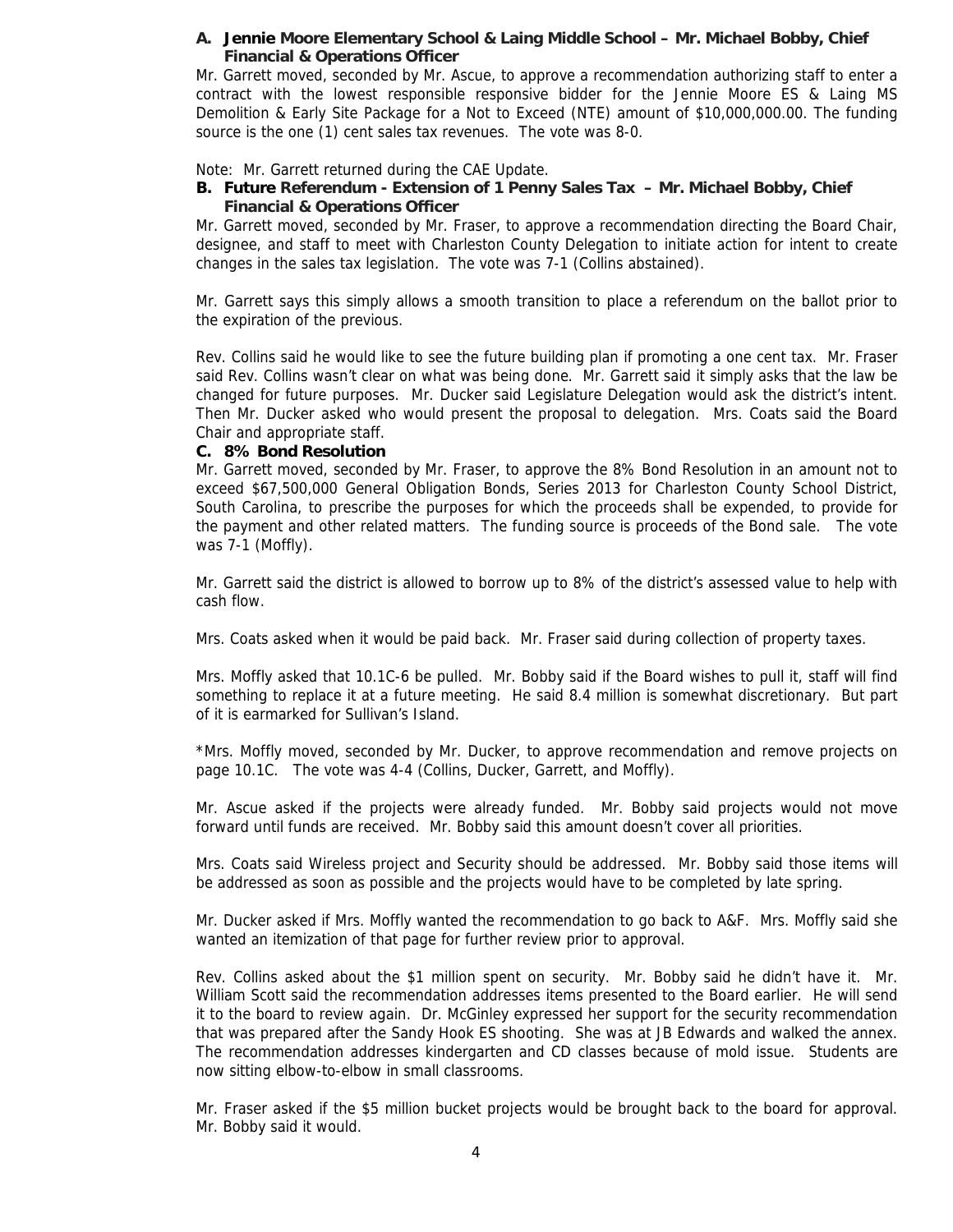**A. Jennie Moore Elementary School & Laing Middle School – Mr. Michael Bobby, Chief Financial & Operations Officer**

Mr. Garrett moved, seconded by Mr. Ascue, to approve a recommendation authorizing staff to enter a contract with the lowest responsible responsive bidder for the Jennie Moore ES & Laing MS Demolition & Early Site Package for a Not to Exceed (NTE) amount of $10,000,000.00. The funding source is the one (1) cent sales tax revenues. The vote was 8-0.

Note: Mr. Garrett returned during the CAE Update.

**B. Future Referendum - Extension of 1 Penny Sales Tax – Mr. Michael Bobby, Chief Financial & Operations Officer**

Mr. Garrett moved, seconded by Mr. Fraser, to approve a recommendation directing the Board Chair, designee, and staff to meet with Charleston County Delegation to initiate action for intent to create changes in the sales tax legislation. The vote was 7-1 (Collins abstained).

Mr. Garrett says this simply allows a smooth transition to place a referendum on the ballot prior to the expiration of the previous.

Rev. Collins said he would like to see the future building plan if promoting a one cent tax. Mr. Fraser said Rev. Collins wasn't clear on what was being done. Mr. Garrett said it simply asks that the law be changed for future purposes. Mr. Ducker said Legislature Delegation would ask the district's intent. Then Mr. Ducker asked who would present the proposal to delegation. Mrs. Coats said the Board Chair and appropriate staff.

**C. 8% Bond Resolution**

Mr. Garrett moved, seconded by Mr. Fraser, to approve the 8% Bond Resolution in an amount not to exceed $67,500,000 General Obligation Bonds, Series 2013 for Charleston County School District, South Carolina, to prescribe the purposes for which the proceeds shall be expended, to provide for the payment and other related matters. The funding source is proceeds of the Bond sale. The vote was 7-1 (Moffly).

Mr. Garrett said the district is allowed to borrow up to 8% of the district's assessed value to help with cash flow.

Mrs. Coats asked when it would be paid back. Mr. Fraser said during collection of property taxes.

Mrs. Moffly asked that 10.1C-6 be pulled. Mr. Bobby said if the Board wishes to pull it, staff will find something to replace it at a future meeting. He said 8.4 million is somewhat discretionary. But part of it is earmarked for Sullivan's Island.

*Mrs. Moffly moved, seconded by Mr. Ducker, to approve recommendation and remove projects on page 10.1C. The vote was 4-4 (Collins, Ducker, Garrett, and Moffly).

Mr. Ascue asked if the projects were already funded. Mr. Bobby said projects would not move forward until funds are received. Mr. Bobby said this amount doesn't cover all priorities.

Mrs. Coats said Wireless project and Security should be addressed. Mr. Bobby said those items will be addressed as soon as possible and the projects would have to be completed by late spring.

Mr. Ducker asked if Mrs. Moffly wanted the recommendation to go back to A&F. Mrs. Moffly said she wanted an itemization of that page for further review prior to approval.

Rev. Collins asked about the $1 million spent on security. Mr. Bobby said he didn't have it. Mr. William Scott said the recommendation addresses items presented to the Board earlier. He will send it to the board to review again. Dr. McGinley expressed her support for the security recommendation that was prepared after the Sandy Hook ES shooting. She was at JB Edwards and walked the annex. The recommendation addresses kindergarten and CD classes because of mold issue. Students are now sitting elbow-to-elbow in small classrooms.

Mr. Fraser asked if the $5 million bucket projects would be brought back to the board for approval. Mr. Bobby said it would.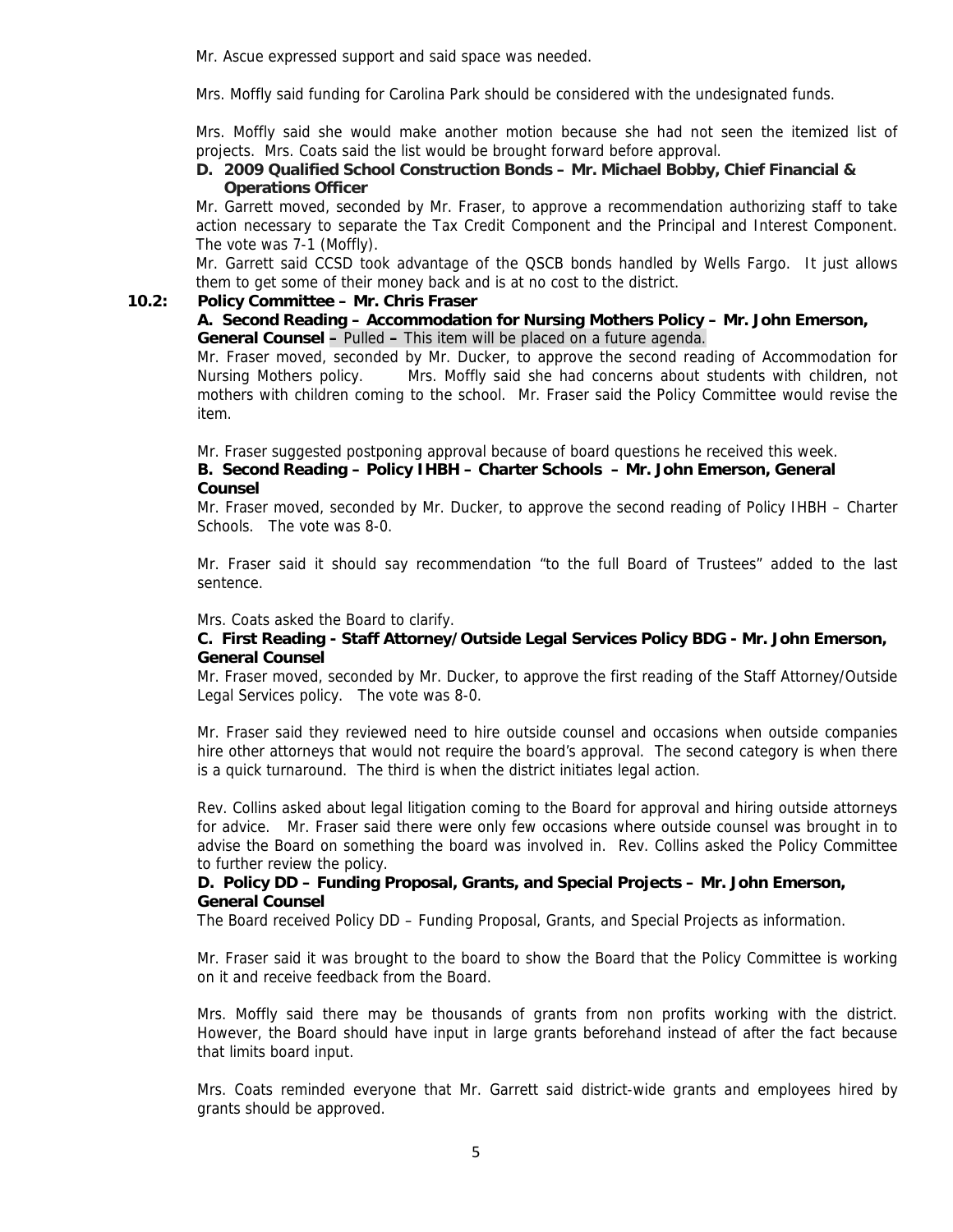Mr. Ascue expressed support and said space was needed.

Mrs. Moffly said funding for Carolina Park should be considered with the undesignated funds.

Mrs. Moffly said she would make another motion because she had not seen the itemized list of projects. Mrs. Coats said the list would be brought forward before approval.

**D. 2009 Qualified School Construction Bonds – Mr. Michael Bobby, Chief Financial & Operations Officer**

Mr. Garrett moved, seconded by Mr. Fraser, to approve a recommendation authorizing staff to take action necessary to separate the Tax Credit Component and the Principal and Interest Component. The vote was 7-1 (Moffly).

Mr. Garrett said CCSD took advantage of the QSCB bonds handled by Wells Fargo. It just allows them to get some of their money back and is at no cost to the district.

**10.2: Policy Committee – Mr. Chris Fraser**

**A. Second Reading – Accommodation for Nursing Mothers Policy – Mr. John Emerson, General Counsel –** Pulled **–** This item will be placed on a future agenda.

Mr. Fraser moved, seconded by Mr. Ducker, to approve the second reading of Accommodation for Nursing Mothers policy. Mrs. Moffly said she had concerns about students with children, not mothers with children coming to the school. Mr. Fraser said the Policy Committee would revise the item.

Mr. Fraser suggested postponing approval because of board questions he received this week.

**B. Second Reading – Policy IHBH – Charter Schools – Mr. John Emerson, General Counsel**

Mr. Fraser moved, seconded by Mr. Ducker, to approve the second reading of Policy IHBH – Charter Schools. The vote was 8-0.

Mr. Fraser said it should say recommendation "to the full Board of Trustees" added to the last sentence.

Mrs. Coats asked the Board to clarify.

**C. First Reading - Staff Attorney/Outside Legal Services Policy BDG - Mr. John Emerson, General Counsel**

Mr. Fraser moved, seconded by Mr. Ducker, to approve the first reading of the Staff Attorney/Outside Legal Services policy. The vote was 8-0.

Mr. Fraser said they reviewed need to hire outside counsel and occasions when outside companies hire other attorneys that would not require the board's approval. The second category is when there is a quick turnaround. The third is when the district initiates legal action.

Rev. Collins asked about legal litigation coming to the Board for approval and hiring outside attorneys for advice. Mr. Fraser said there were only few occasions where outside counsel was brought in to advise the Board on something the board was involved in. Rev. Collins asked the Policy Committee to further review the policy.

**D. Policy DD – Funding Proposal, Grants, and Special Projects – Mr. John Emerson, General Counsel**

The Board received Policy DD – Funding Proposal, Grants, and Special Projects as information.

Mr. Fraser said it was brought to the board to show the Board that the Policy Committee is working on it and receive feedback from the Board.

Mrs. Moffly said there may be thousands of grants from non profits working with the district. However, the Board should have input in large grants beforehand instead of after the fact because that limits board input.

Mrs. Coats reminded everyone that Mr. Garrett said district-wide grants and employees hired by grants should be approved.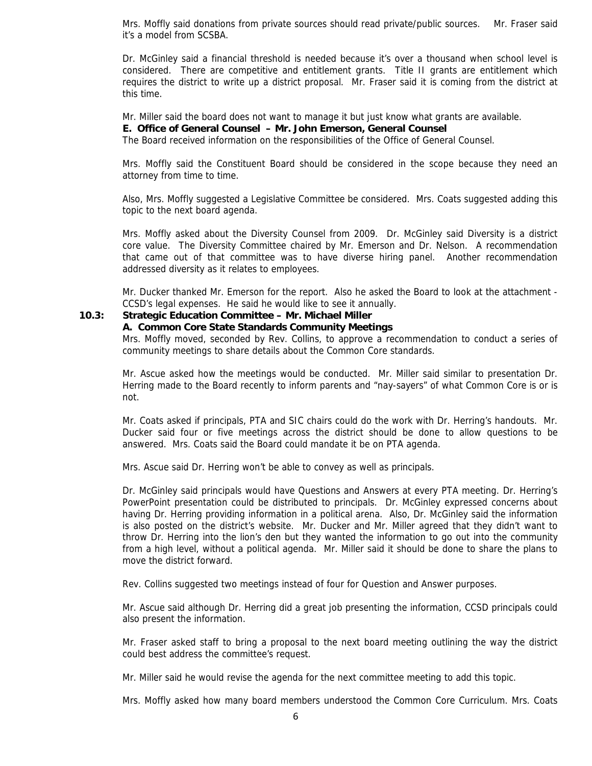Mrs. Moffly said donations from private sources should read private/public sources. Mr. Fraser said it's a model from SCSBA.

Dr. McGinley said a financial threshold is needed because it's over a thousand when school level is considered. There are competitive and entitlement grants. Title II grants are entitlement which requires the district to write up a district proposal. Mr. Fraser said it is coming from the district at this time.

Mr. Miller said the board does not want to manage it but just know what grants are available.

**E. Office of General Counsel – Mr. John Emerson, General Counsel**

The Board received information on the responsibilities of the Office of General Counsel.

Mrs. Moffly said the Constituent Board should be considered in the scope because they need an attorney from time to time.

Also, Mrs. Moffly suggested a Legislative Committee be considered. Mrs. Coats suggested adding this topic to the next board agenda.

Mrs. Moffly asked about the Diversity Counsel from 2009. Dr. McGinley said Diversity is a district core value. The Diversity Committee chaired by Mr. Emerson and Dr. Nelson. A recommendation that came out of that committee was to have diverse hiring panel. Another recommendation addressed diversity as it relates to employees.

Mr. Ducker thanked Mr. Emerson for the report. Also he asked the Board to look at the attachment - CCSD's legal expenses. He said he would like to see it annually.

**10.3: Strategic Education Committee – Mr. Michael Miller**

**A. Common Core State Standards Community Meetings**

Mrs. Moffly moved, seconded by Rev. Collins, to approve a recommendation to conduct a series of community meetings to share details about the Common Core standards.

Mr. Ascue asked how the meetings would be conducted. Mr. Miller said similar to presentation Dr. Herring made to the Board recently to inform parents and "nay-sayers" of what Common Core is or is not.

Mr. Coats asked if principals, PTA and SIC chairs could do the work with Dr. Herring's handouts. Mr. Ducker said four or five meetings across the district should be done to allow questions to be answered. Mrs. Coats said the Board could mandate it be on PTA agenda.

Mrs. Ascue said Dr. Herring won't be able to convey as well as principals.

Dr. McGinley said principals would have Questions and Answers at every PTA meeting. Dr. Herring's PowerPoint presentation could be distributed to principals. Dr. McGinley expressed concerns about having Dr. Herring providing information in a political arena. Also, Dr. McGinley said the information is also posted on the district's website. Mr. Ducker and Mr. Miller agreed that they didn't want to throw Dr. Herring into the lion's den but they wanted the information to go out into the community from a high level, without a political agenda. Mr. Miller said it should be done to share the plans to move the district forward.

Rev. Collins suggested two meetings instead of four for Question and Answer purposes.

Mr. Ascue said although Dr. Herring did a great job presenting the information, CCSD principals could also present the information.

Mr. Fraser asked staff to bring a proposal to the next board meeting outlining the way the district could best address the committee's request.

Mr. Miller said he would revise the agenda for the next committee meeting to add this topic.

Mrs. Moffly asked how many board members understood the Common Core Curriculum. Mrs. Coats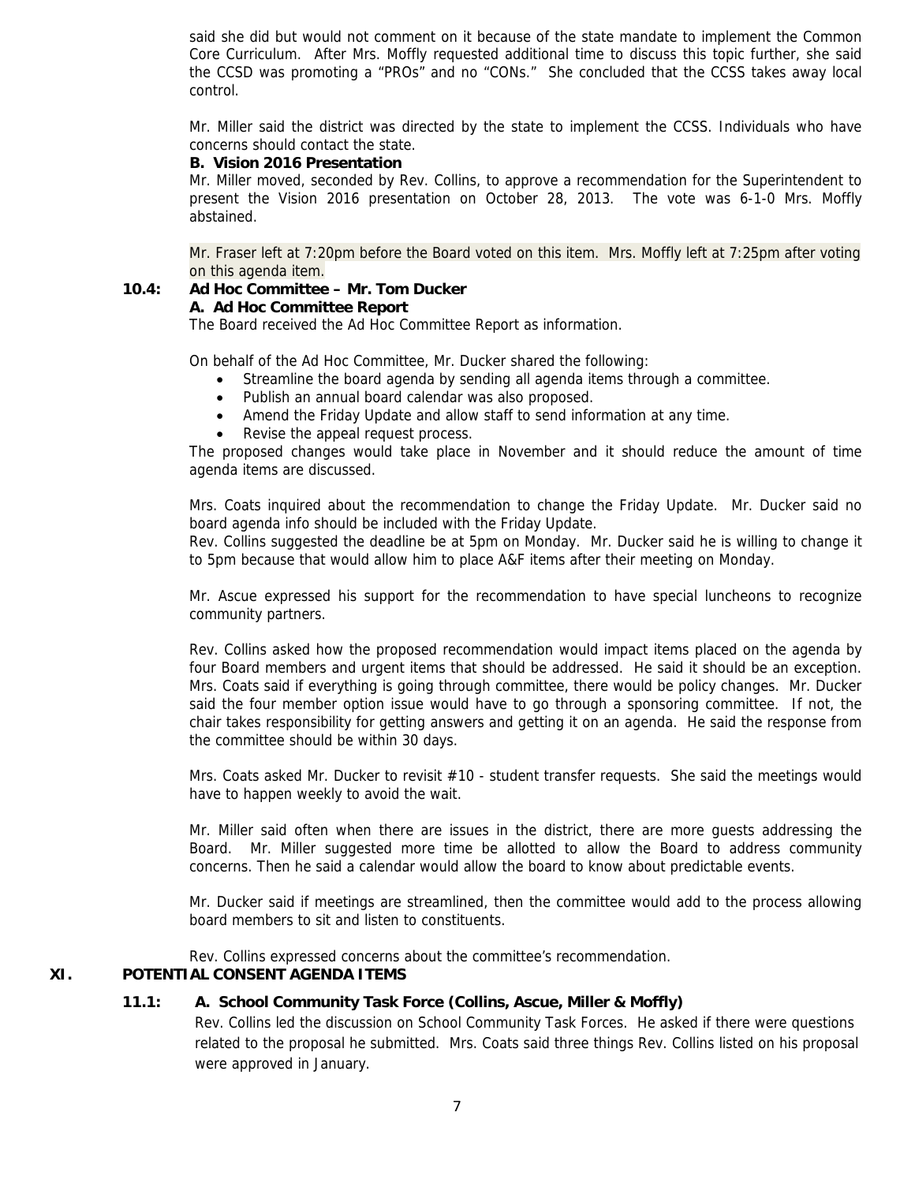said she did but would not comment on it because of the state mandate to implement the Common Core Curriculum. After Mrs. Moffly requested additional time to discuss this topic further, she said the CCSD was promoting a "PROs" and no "CONs." She concluded that the CCSS takes away local control.

Mr. Miller said the district was directed by the state to implement the CCSS. Individuals who have concerns should contact the state.

**B. Vision 2016 Presentation**

Mr. Miller moved, seconded by Rev. Collins, to approve a recommendation for the Superintendent to present the Vision 2016 presentation on October 28, 2013. The vote was 6-1-0 Mrs. Moffly abstained.

Mr. Fraser left at 7:20pm before the Board voted on this item. Mrs. Moffly left at 7:25pm after voting on this agenda item.

**10.4: Ad Hoc Committee – Mr. Tom Ducker**

**A. Ad Hoc Committee Report**

The Board received the Ad Hoc Committee Report as information.

On behalf of the Ad Hoc Committee, Mr. Ducker shared the following:

- Streamline the board agenda by sending all agenda items through a committee.
- Publish an annual board calendar was also proposed.
- Amend the Friday Update and allow staff to send information at any time.
- Revise the appeal request process.

The proposed changes would take place in November and it should reduce the amount of time agenda items are discussed.

Mrs. Coats inquired about the recommendation to change the Friday Update. Mr. Ducker said no board agenda info should be included with the Friday Update.

Rev. Collins suggested the deadline be at 5pm on Monday. Mr. Ducker said he is willing to change it to 5pm because that would allow him to place A&F items after their meeting on Monday.

Mr. Ascue expressed his support for the recommendation to have special luncheons to recognize community partners.

Rev. Collins asked how the proposed recommendation would impact items placed on the agenda by four Board members and urgent items that should be addressed. He said it should be an exception. Mrs. Coats said if everything is going through committee, there would be policy changes. Mr. Ducker said the four member option issue would have to go through a sponsoring committee. If not, the chair takes responsibility for getting answers and getting it on an agenda. He said the response from the committee should be within 30 days.

Mrs. Coats asked Mr. Ducker to revisit #10 - student transfer requests. She said the meetings would have to happen weekly to avoid the wait.

Mr. Miller said often when there are issues in the district, there are more guests addressing the Board. Mr. Miller suggested more time be allotted to allow the Board to address community concerns. Then he said a calendar would allow the board to know about predictable events.

Mr. Ducker said if meetings are streamlined, then the committee would add to the process allowing board members to sit and listen to constituents.

Rev. Collins expressed concerns about the committee's recommendation.

**XI. POTENTIAL CONSENT AGENDA ITEMS**

**11.1: A. School Community Task Force (Collins, Ascue, Miller & Moffly)**

Rev. Collins led the discussion on School Community Task Forces. He asked if there were questions related to the proposal he submitted. Mrs. Coats said three things Rev. Collins listed on his proposal were approved in January.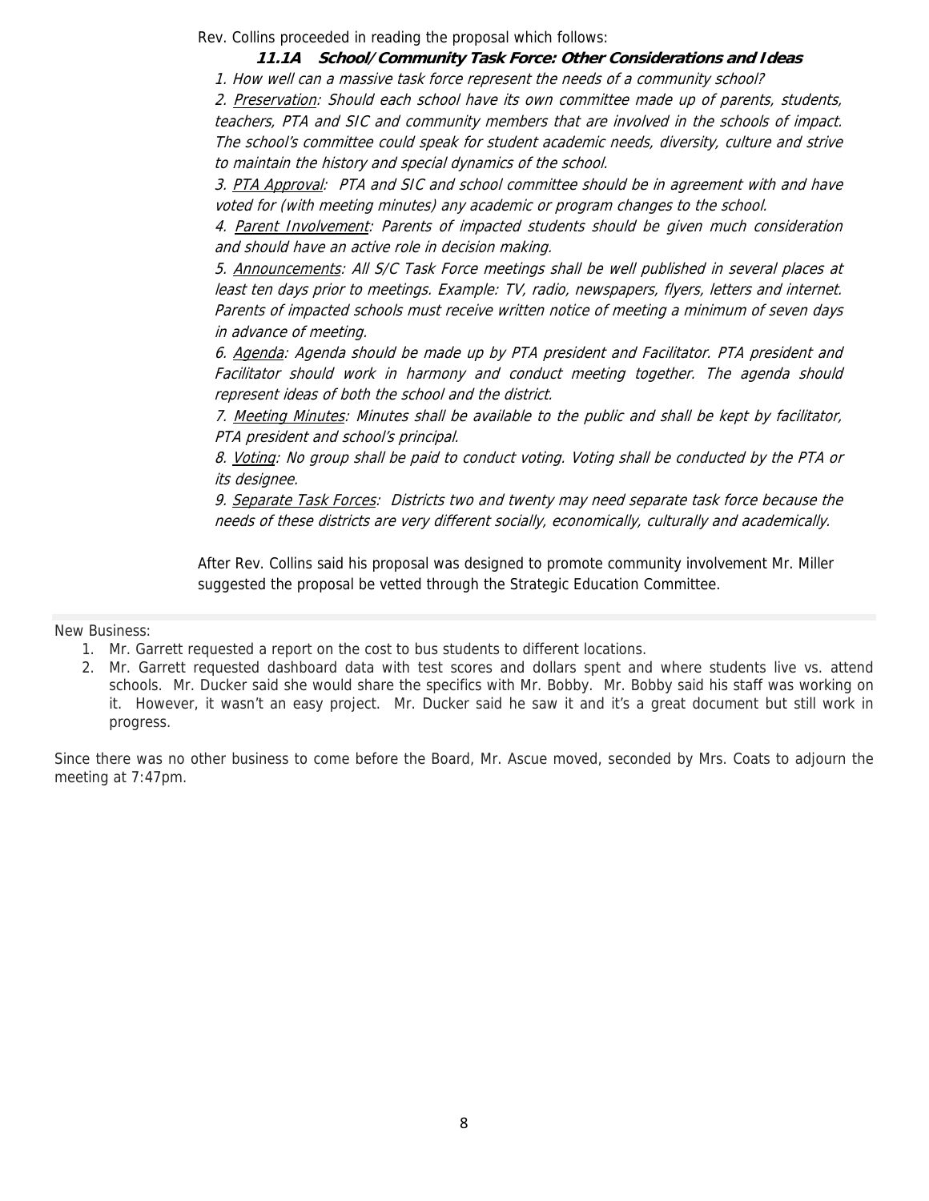Rev. Collins proceeded in reading the proposal which follows:

**11.1A School/Community Task Force: Other Considerations and Ideas**

*1. How well can a massive task force represent the needs of a community school?*

*2. Preservation: Should each school have its own committee made up of parents, students, teachers, PTA and SIC and community members that are involved in the schools of impact. The school's committee could speak for student academic needs, diversity, culture and strive to maintain the history and special dynamics of the school.*

*3. PTA Approval: PTA and SIC and school committee should be in agreement with and have voted for (with meeting minutes) any academic or program changes to the school.*

*4. Parent Involvement: Parents of impacted students should be given much consideration and should have an active role in decision making.*

*5. Announcements: All S/C Task Force meetings shall be well published in several places at least ten days prior to meetings. Example: TV, radio, newspapers, flyers, letters and internet. Parents of impacted schools must receive written notice of meeting a minimum of seven days in advance of meeting.*

*6. Agenda: Agenda should be made up by PTA president and Facilitator. PTA president and Facilitator should work in harmony and conduct meeting together. The agenda should represent ideas of both the school and the district.*

*7. Meeting Minutes: Minutes shall be available to the public and shall be kept by facilitator, PTA president and school's principal.*

*8. Voting: No group shall be paid to conduct voting. Voting shall be conducted by the PTA or its designee.*

*9. Separate Task Forces: Districts two and twenty may need separate task force because the needs of these districts are very different socially, economically, culturally and academically.*

After Rev. Collins said his proposal was designed to promote community involvement Mr. Miller suggested the proposal be vetted through the Strategic Education Committee.

New Business:

1. Mr. Garrett requested a report on the cost to bus students to different locations.
2. Mr. Garrett requested dashboard data with test scores and dollars spent and where students live vs. attend schools. Mr. Ducker said she would share the specifics with Mr. Bobby. Mr. Bobby said his staff was working on it. However, it wasn't an easy project. Mr. Ducker said he saw it and it's a great document but still work in progress.

Since there was no other business to come before the Board, Mr. Ascue moved, seconded by Mrs. Coats to adjourn the meeting at 7:47pm.